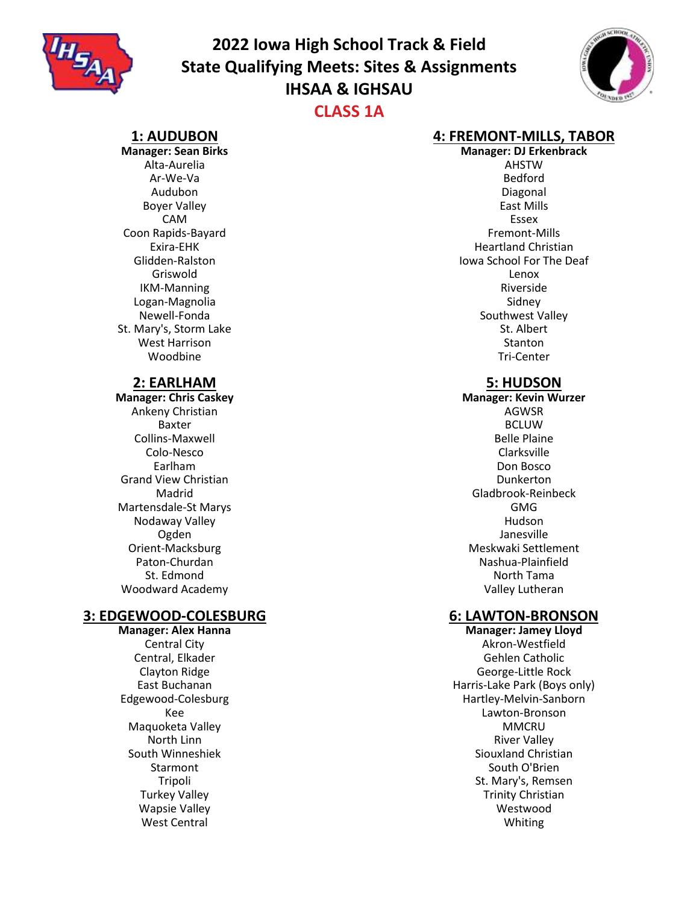# 2022 Iowa High School Track & Field
# State Qualifying Meets: Sites & Assignments
# IHSAA & IGHSAU
## CLASS 1A

### 1: AUDUBON
**Manager: Sean Birks**

Alta-Aurelia
Ar-We-Va
Audubon
Boyer Valley
CAM
Coon Rapids-Bayard
Exira-EHK
Glidden-Ralston
Griswold
IKM-Manning
Logan-Magnolia
Newell-Fonda
St. Mary's, Storm Lake
West Harrison
Woodbine

### 2: EARLHAM
**Manager: Chris Caskey**

Ankeny Christian
Baxter
Collins-Maxwell
Colo-Nesco
Earlham
Grand View Christian
Madrid
Martensdale-St Marys
Nodaway Valley
Ogden
Orient-Macksburg
Paton-Churdan
St. Edmond
Woodward Academy

### 3: EDGEWOOD-COLESBURG
**Manager: Alex Hanna**

Central City
Central, Elkader
Clayton Ridge
East Buchanan
Edgewood-Colesburg
Kee
Maquoketa Valley
North Linn
South Winneshiek
Starmont
Tripoli
Turkey Valley
Wapsie Valley
West Central

### 4: FREMONT-MILLS, TABOR
**Manager: DJ Erkenbrack**

AHSTW
Bedford
Diagonal
East Mills
Essex
Fremont-Mills
Heartland Christian
Iowa School For The Deaf
Lenox
Riverside
Sidney
Southwest Valley
St. Albert
Stanton
Tri-Center

### 5: HUDSON
**Manager: Kevin Wurzer**

AGWSR
BCLUW
Belle Plaine
Clarksville
Don Bosco
Dunkerton
Gladbrook-Reinbeck
GMG
Hudson
Janesville
Meskwaki Settlement
Nashua-Plainfield
North Tama
Valley Lutheran

### 6: LAWTON-BRONSON
**Manager: Jamey Lloyd**

Akron-Westfield
Gehlen Catholic
George-Little Rock
Harris-Lake Park (Boys only)
Hartley-Melvin-Sanborn
Lawton-Bronson
MMCRU
River Valley
Siouxland Christian
South O'Brien
St. Mary's, Remsen
Trinity Christian
Westwood
Whiting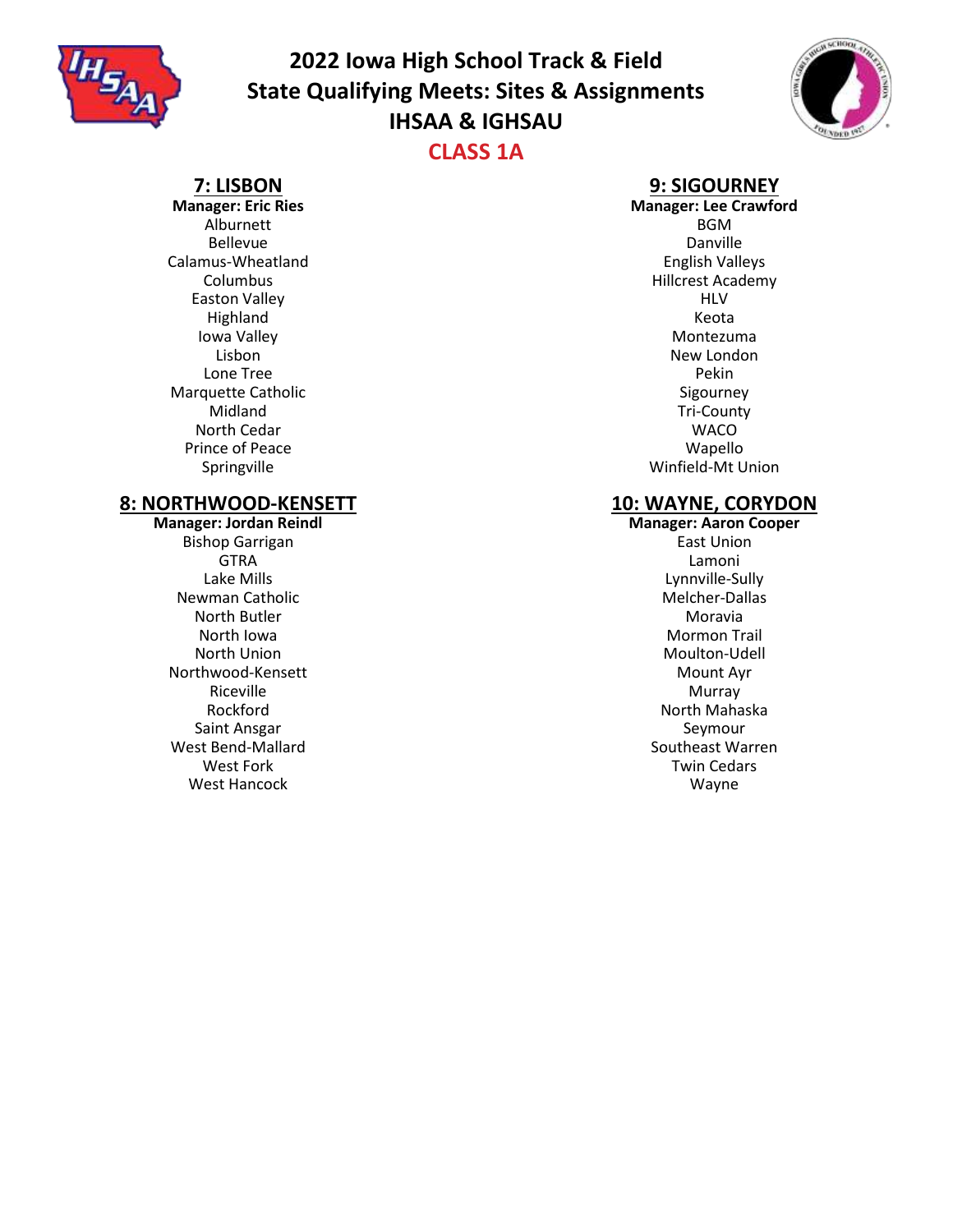# 2022 Iowa High School Track & Field
# State Qualifying Meets: Sites & Assignments
# IHSAA & IGHSAU
## CLASS 1A

### 7: LISBON
**Manager: Eric Ries**
Alburnett
Bellevue
Calamus-Wheatland
Columbus
Easton Valley
Highland
Iowa Valley
Lisbon
Lone Tree
Marquette Catholic
Midland
North Cedar
Prince of Peace
Springville

### 8: NORTHWOOD-KENSETT
**Manager: Jordan Reindl**
Bishop Garrigan
GTRA
Lake Mills
Newman Catholic
North Butler
North Iowa
North Union
Northwood-Kensett
Riceville
Rockford
Saint Ansgar
West Bend-Mallard
West Fork
West Hancock

### 9: SIGOURNEY
**Manager: Lee Crawford**
BGM
Danville
English Valleys
Hillcrest Academy
HLV
Keota
Montezuma
New London
Pekin
Sigourney
Tri-County
WACO
Wapello
Winfield-Mt Union

### 10: WAYNE, CORYDON
**Manager: Aaron Cooper**
East Union
Lamoni
Lynnville-Sully
Melcher-Dallas
Moravia
Mormon Trail
Moulton-Udell
Mount Ayr
Murray
North Mahaska
Seymour
Southeast Warren
Twin Cedars
Wayne